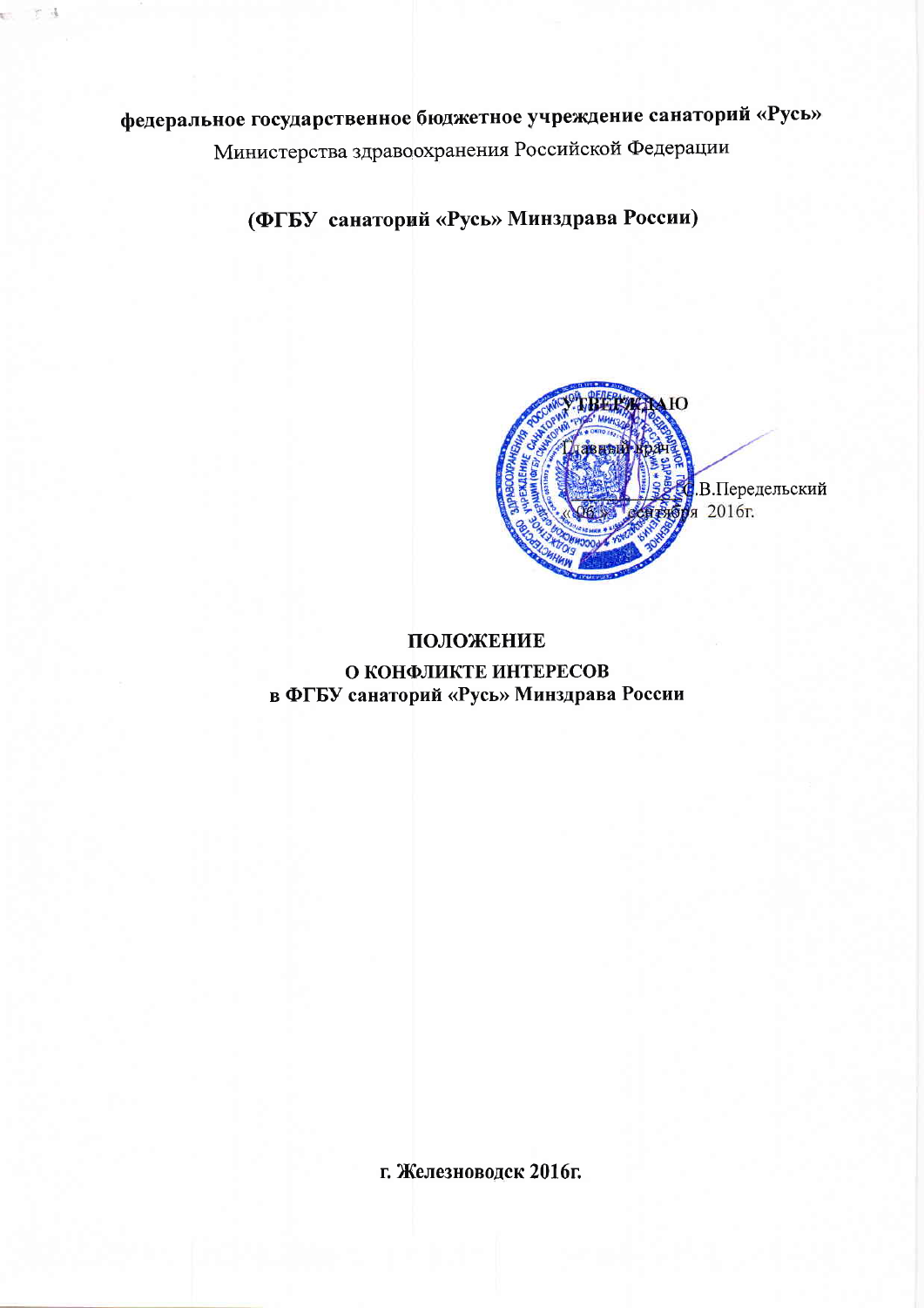**федеральное государственное бюджетное учреждение санаторий «Русь»**

Министерства здравоохранения Российской Федерации

**(ФГБУ санаторий «Русь» Минздрава России)**

УТВЕРЖДАЮ

Главный врач

_________ С.В.Передельский

«06» сентября 2016г.

# ПОЛОЖЕНИЕ

## О КОНФЛИКТЕ ИНТЕРЕСОВ в ФГБУ санаторий «Русь» Минздрава России

**г. Железноводск 2016г.**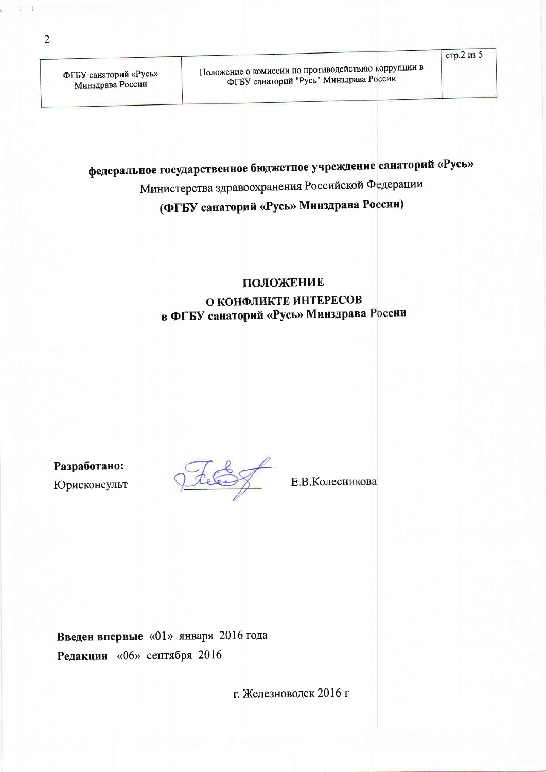**федеральное государственное бюджетное учреждение санаторий «Русь»**
Министерства здравоохранения Российской Федерации
**(ФГБУ санаторий «Русь» Минздрава России)**

# ПОЛОЖЕНИЕ
## О КОНФЛИКТЕ ИНТЕРЕСОВ
## в ФГБУ санаторий «Русь» Минздрава России

**Разработано:**
Юрисконсульт Е.В.Колесникова

**Введен впервые** «01» января 2016 года
**Редакция** «06» сентября 2016

г. Железноводск 2016 г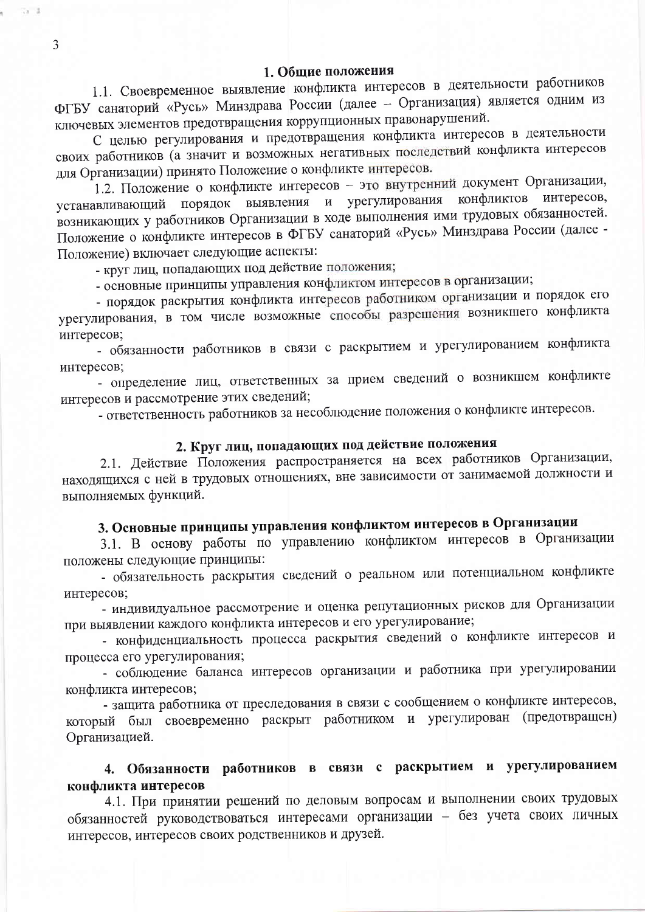## 1. Общие положения

1.1. Своевременное выявление конфликта интересов в деятельности работников ФГБУ санаторий «Русь» Минздрава России (далее – Организация) является одним из ключевых элементов предотвращения коррупционных правонарушений.

С целью регулирования и предотвращения конфликта интересов в деятельности своих работников (а значит и возможных негативных последствий конфликта интересов для Организации) принято Положение о конфликте интересов.

1.2. Положение о конфликте интересов – это внутренний документ Организации, устанавливающий порядок выявления и урегулирования конфликтов интересов, возникающих у работников Организации в ходе выполнения ими трудовых обязанностей. Положение о конфликте интересов в ФГБУ санаторий «Русь» Минздрава России (далее - Положение) включает следующие аспекты:

- круг лиц, попадающих под действие положения;
- основные принципы управления конфликтом интересов в организации;
- порядок раскрытия конфликта интересов работником организации и порядок его урегулирования, в том числе возможные способы разрешения возникшего конфликта интересов;
- обязанности работников в связи с раскрытием и урегулированием конфликта интересов;
- определение лиц, ответственных за прием сведений о возникшем конфликте интересов и рассмотрение этих сведений;
- ответственность работников за несоблюдение положения о конфликте интересов.

## 2. Круг лиц, попадающих под действие положения

2.1. Действие Положения распространяется на всех работников Организации, находящихся с ней в трудовых отношениях, вне зависимости от занимаемой должности и выполняемых функций.

## 3. Основные принципы управления конфликтом интересов в Организации

3.1. В основу работы по управлению конфликтом интересов в Организации положены следующие принципы:

- обязательность раскрытия сведений о реальном или потенциальном конфликте интересов;
- индивидуальное рассмотрение и оценка репутационных рисков для Организации при выявлении каждого конфликта интересов и его урегулирование;
- конфиденциальность процесса раскрытия сведений о конфликте интересов и процесса его урегулирования;
- соблюдение баланса интересов организации и работника при урегулировании конфликта интересов;
- защита работника от преследования в связи с сообщением о конфликте интересов, который был своевременно раскрыт работником и урегулирован (предотвращен) Организацией.

## 4. Обязанности работников в связи с раскрытием и урегулированием конфликта интересов

4.1. При принятии решений по деловым вопросам и выполнении своих трудовых обязанностей руководствоваться интересами организации – без учета своих личных интересов, интересов своих родственников и друзей.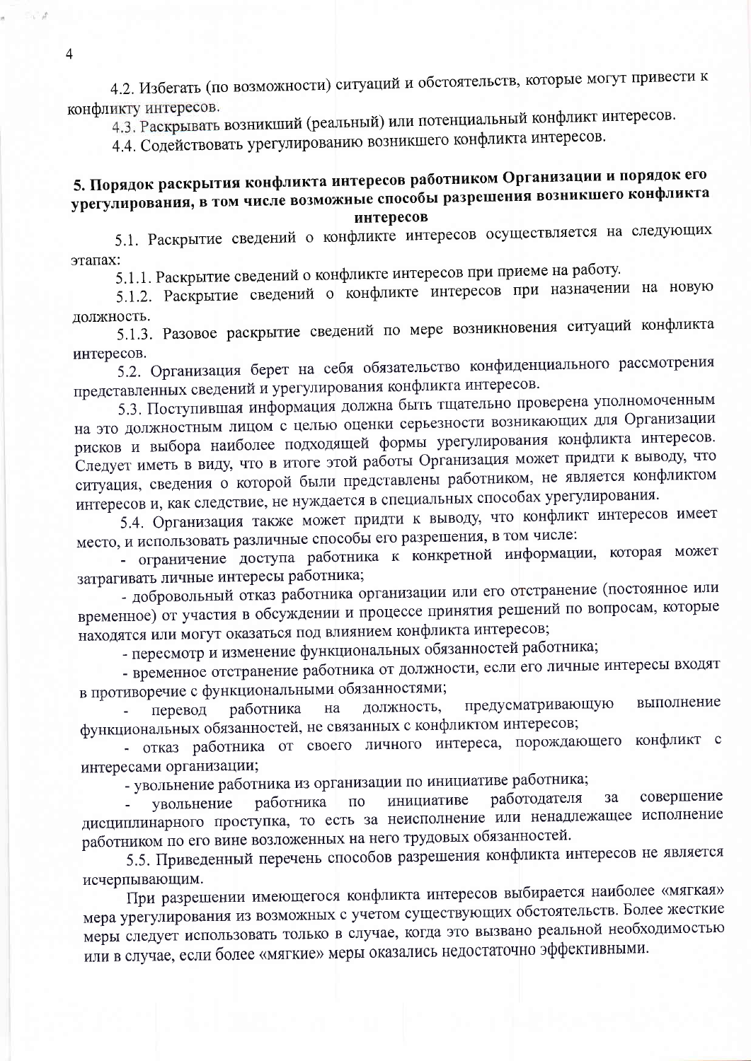4.2. Избегать (по возможности) ситуаций и обстоятельств, которые могут привести к конфликту интересов.

4.3. Раскрывать возникший (реальный) или потенциальный конфликт интересов.

4.4. Содействовать урегулированию возникшего конфликта интересов.

## 5. Порядок раскрытия конфликта интересов работником Организации и порядок его урегулирования, в том числе возможные способы разрешения возникшего конфликта интересов

5.1. Раскрытие сведений о конфликте интересов осуществляется на следующих этапах:

5.1.1. Раскрытие сведений о конфликте интересов при приеме на работу.

5.1.2. Раскрытие сведений о конфликте интересов при назначении на новую должность.

5.1.3. Разовое раскрытие сведений по мере возникновения ситуаций конфликта интересов.

5.2. Организация берет на себя обязательство конфиденциального рассмотрения представленных сведений и урегулирования конфликта интересов.

5.3. Поступившая информация должна быть тщательно проверена уполномоченным на это должностным лицом с целью оценки серьезности возникающих для Организации рисков и выбора наиболее подходящей формы урегулирования конфликта интересов. Следует иметь в виду, что в итоге этой работы Организация может придти к выводу, что ситуация, сведения о которой были представлены работником, не является конфликтом интересов и, как следствие, не нуждается в специальных способах урегулирования.

5.4. Организация также может придти к выводу, что конфликт интересов имеет место, и использовать различные способы его разрешения, в том числе:

- ограничение доступа работника к конкретной информации, которая может затрагивать личные интересы работника;
- добровольный отказ работника организации или его отстранение (постоянное или временное) от участия в обсуждении и процессе принятия решений по вопросам, которые находятся или могут оказаться под влиянием конфликта интересов;
- пересмотр и изменение функциональных обязанностей работника;
- временное отстранение работника от должности, если его личные интересы входят в противоречие с функциональными обязанностями;
- перевод работника на должность, предусматривающую выполнение функциональных обязанностей, не связанных с конфликтом интересов;
- отказ работника от своего личного интереса, порождающего конфликт с интересами организации;
- увольнение работника из организации по инициативе работника;
- увольнение работника по инициативе работодателя за совершение дисциплинарного проступка, то есть за неисполнение или ненадлежащее исполнение работником по его вине возложенных на него трудовых обязанностей.

5.5. Приведенный перечень способов разрешения конфликта интересов не является исчерпывающим.

При разрешении имеющегося конфликта интересов выбирается наиболее «мягкая» мера урегулирования из возможных с учетом существующих обстоятельств. Более жесткие меры следует использовать только в случае, когда это вызвано реальной необходимостью или в случае, если более «мягкие» меры оказались недостаточно эффективными.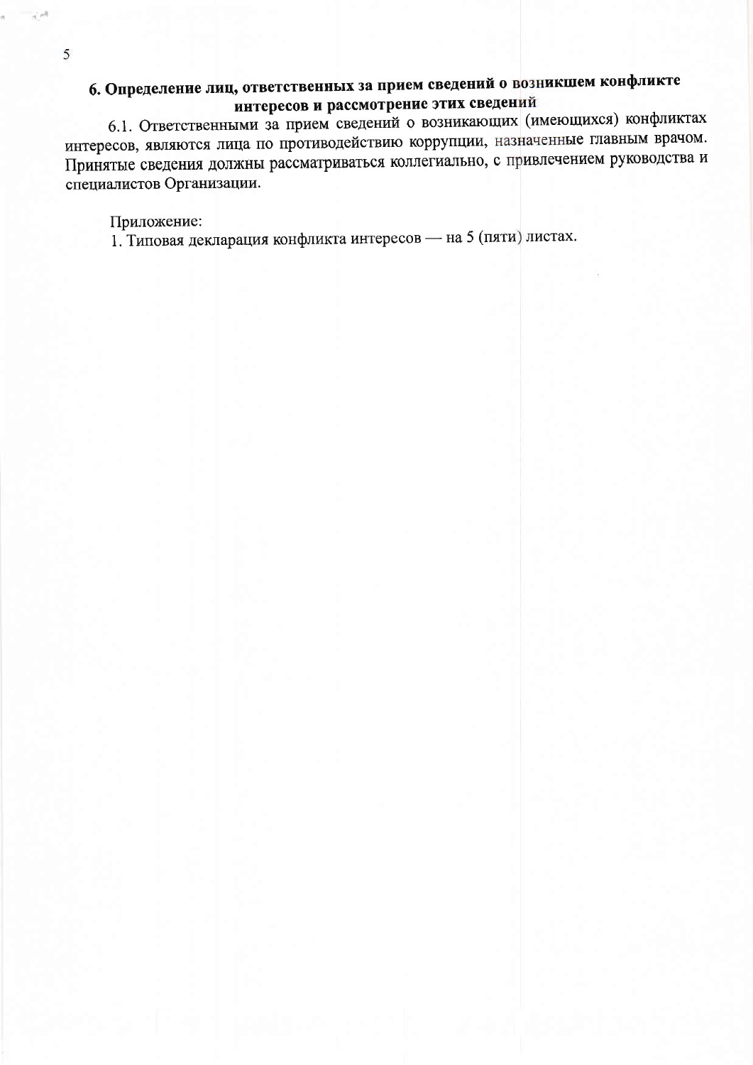## 6. Определение лиц, ответственных за прием сведений о возникшем конфликте интересов и рассмотрение этих сведений

6.1. Ответственными за прием сведений о возникающих (имеющихся) конфликтах интересов, являются лица по противодействию коррупции, назначенные главным врачом. Принятые сведения должны рассматриваться коллегиально, с привлечением руководства и специалистов Организации.

Приложение:

1. Типовая декларация конфликта интересов — на 5 (пяти) листах.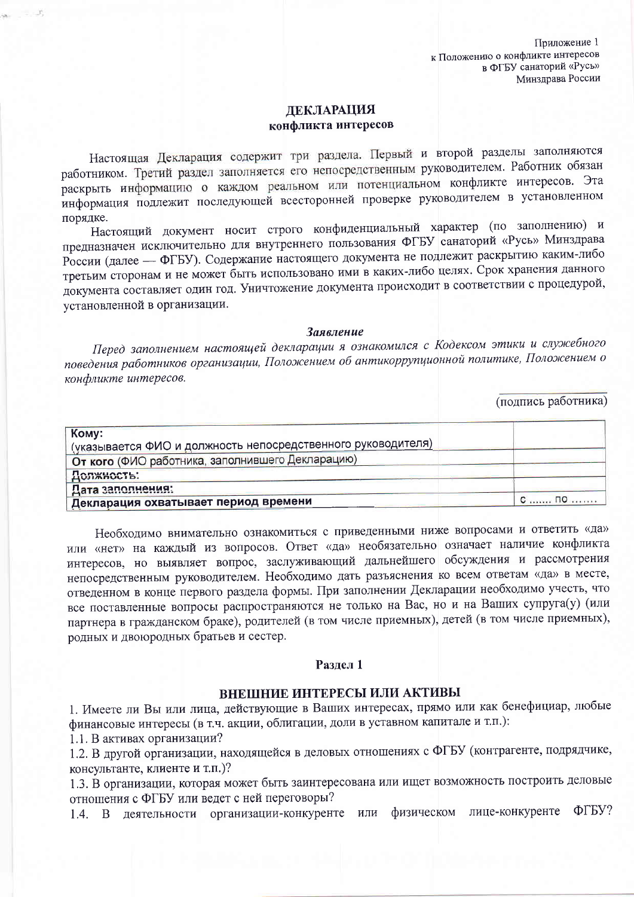Приложение 1
к Положению о конфликте интересов
в ФГБУ санаторий «Русь»
Минздрава России

## ДЕКЛАРАЦИЯ
### конфликта интересов

Настоящая Декларация содержит три раздела. Первый и второй разделы заполняются работником. Третий раздел заполняется его непосредственным руководителем. Работник обязан раскрыть информацию о каждом реальном или потенциальном конфликте интересов. Эта информация подлежит последующей всесторонней проверке руководителем в установленном порядке.

Настоящий документ носит строго конфиденциальный характер (по заполнению) и предназначен исключительно для внутреннего пользования ФГБУ санаторий «Русь» Минздрава России (далее — ФГБУ). Содержание настоящего документа не подлежит раскрытию каким-либо третьим сторонам и не может быть использовано ими в каких-либо целях. Срок хранения данного документа составляет один год. Уничтожение документа происходит в соответствии с процедурой, установленной в организации.

***Заявление***

*Перед заполнением настоящей декларации я ознакомился с Кодексом этики и служебного поведения работников организации, Положением об антикоррупционной политике, Положением о конфликте интересов.*

_______________
(подпись работника)

| | |
|---|---|
| **Кому:** (указывается ФИО и должность непосредственного руководителя) | |
| **От кого** (ФИО работника, заполнившего Декларацию) | |
| **Должность:** | |
| **Дата заполнения:** | |
| **Декларация охватывает период времени** | с ....... по ....... |

Необходимо внимательно ознакомиться с приведенными ниже вопросами и ответить «да» или «нет» на каждый из вопросов. Ответ «да» необязательно означает наличие конфликта интересов, но выявляет вопрос, заслуживающий дальнейшего обсуждения и рассмотрения непосредственным руководителем. Необходимо дать разъяснения ко всем ответам «да» в месте, отведенном в конце первого раздела формы. При заполнении Декларации необходимо учесть, что все поставленные вопросы распространяются не только на Вас, но и на Ваших супруга(у) (или партнера в гражданском браке), родителей (в том числе приемных), детей (в том числе приемных), родных и двоюродных братьев и сестер.

### Раздел 1

### ВНЕШНИЕ ИНТЕРЕСЫ ИЛИ АКТИВЫ

1. Имеете ли Вы или лица, действующие в Ваших интересах, прямо или как бенефициар, любые финансовые интересы (в т.ч. акции, облигации, доли в уставном капитале и т.п.):

1.1. В активах организации?

1.2. В другой организации, находящейся в деловых отношениях с ФГБУ (контрагенте, подрядчике, консультанте, клиенте и т.п.)?

1.3. В организации, которая может быть заинтересована или ищет возможность построить деловые отношения с ФГБУ или ведет с ней переговоры?

1.4. В деятельности организации-конкуренте или физическом лице-конкуренте ФГБУ?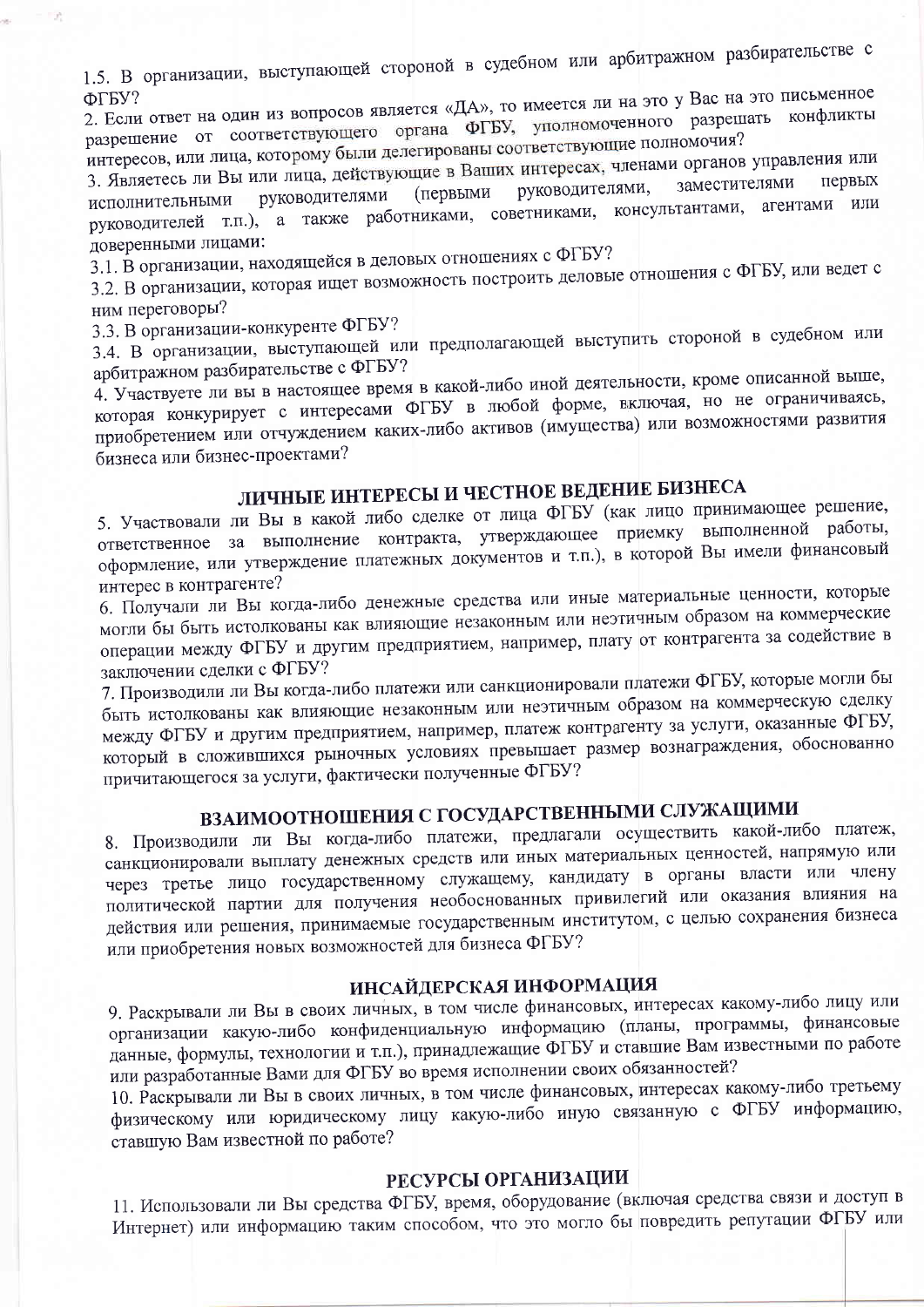1.5. В организации, выступающей стороной в судебном или арбитражном разбирательстве с ФГБУ?

2. Если ответ на один из вопросов является «ДА», то имеется ли на это у Вас на это письменное разрешение от соответствующего органа ФГБУ, уполномоченного разрешать конфликты интересов, или лица, которому были делегированы соответствующие полномочия?

3. Являетесь ли Вы или лица, действующие в Ваших интересах, членами органов управления или исполнительными руководителями (первыми руководителями, заместителями первых руководителей т.п.), а также работниками, советниками, консультантами, агентами или доверенными лицами:

3.1. В организации, находящейся в деловых отношениях с ФГБУ?

3.2. В организации, которая ищет возможность построить деловые отношения с ФГБУ, или ведет с ним переговоры?

3.3. В организации-конкуренте ФГБУ?

3.4. В организации, выступающей или предполагающей выступить стороной в судебном или арбитражном разбирательстве с ФГБУ?

4. Участвуете ли вы в настоящее время в какой-либо иной деятельности, кроме описанной выше, которая конкурирует с интересами ФГБУ в любой форме, включая, но не ограничиваясь, приобретением или отчуждением каких-либо активов (имущества) или возможностями развития бизнеса или бизнес-проектами?

## ЛИЧНЫЕ ИНТЕРЕСЫ И ЧЕСТНОЕ ВЕДЕНИЕ БИЗНЕСА

5. Участвовали ли Вы в какой либо сделке от лица ФГБУ (как лицо принимающее решение, ответственное за выполнение контракта, утверждающее приемку выполненной работы, оформление, или утверждение платежных документов и т.п.), в которой Вы имели финансовый интерес в контрагенте?

6. Получали ли Вы когда-либо денежные средства или иные материальные ценности, которые могли бы быть истолкованы как влияющие незаконным или неэтичным образом на коммерческие операции между ФГБУ и другим предприятием, например, плату от контрагента за содействие в заключении сделки с ФГБУ?

7. Производили ли Вы когда-либо платежи или санкционировали платежи ФГБУ, которые могли бы быть истолкованы как влияющие незаконным или неэтичным образом на коммерческую сделку между ФГБУ и другим предприятием, например, платеж контрагенту за услуги, оказанные ФГБУ, который в сложившихся рыночных условиях превышает размер вознаграждения, обоснованно причитающегося за услуги, фактически полученные ФГБУ?

## ВЗАИМООТНОШЕНИЯ С ГОСУДАРСТВЕННЫМИ СЛУЖАЩИМИ

8. Производили ли Вы когда-либо платежи, предлагали осуществить какой-либо платеж, санкционировали выплату денежных средств или иных материальных ценностей, напрямую или через третье лицо государственному служащему, кандидату в органы власти или члену политической партии для получения необоснованных привилегий или оказания влияния на действия или решения, принимаемые государственным институтом, с целью сохранения бизнеса или приобретения новых возможностей для бизнеса ФГБУ?

## ИНСАЙДЕРСКАЯ ИНФОРМАЦИЯ

9. Раскрывали ли Вы в своих личных, в том числе финансовых, интересах какому-либо лицу или организации какую-либо конфиденциальную информацию (планы, программы, финансовые данные, формулы, технологии и т.п.), принадлежащие ФГБУ и ставшие Вам известными по работе или разработанные Вами для ФГБУ во время исполнении своих обязанностей?

10. Раскрывали ли Вы в своих личных, в том числе финансовых, интересах какому-либо третьему физическому или юридическому лицу какую-либо иную связанную с ФГБУ информацию, ставшую Вам известной по работе?

## РЕСУРСЫ ОРГАНИЗАЦИИ

11. Использовали ли Вы средства ФГБУ, время, оборудование (включая средства связи и доступ в Интернет) или информацию таким способом, что это могло бы повредить репутации ФГБУ или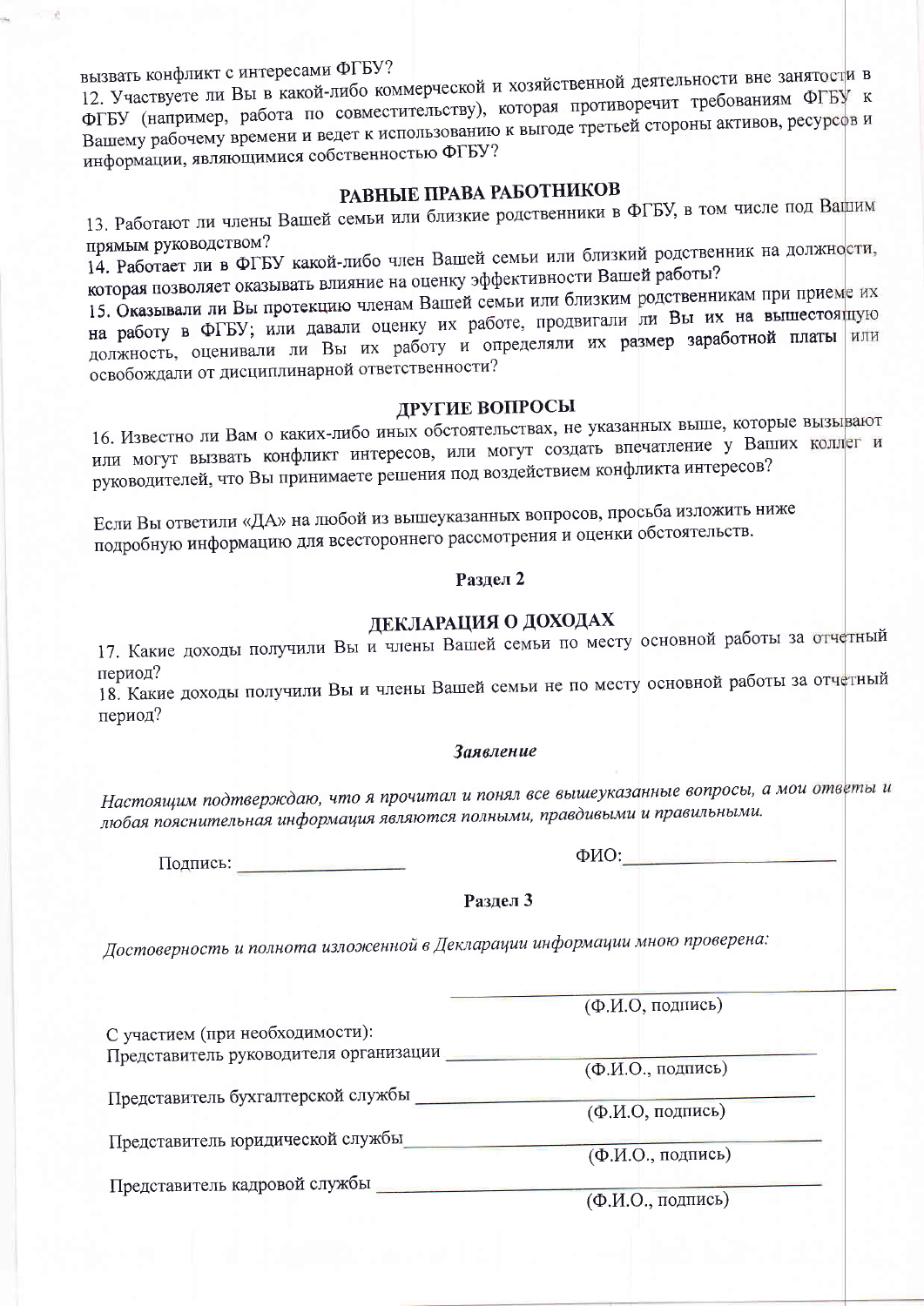вызвать конфликт с интересами ФГБУ?

12. Участвуете ли Вы в какой-либо коммерческой и хозяйственной деятельности вне занятости в ФГБУ (например, работа по совместительству), которая противоречит требованиям ФГБУ к Вашему рабочему времени и ведет к использованию к выгоде третьей стороны активов, ресурсов и информации, являющимися собственностью ФГБУ?

## РАВНЫЕ ПРАВА РАБОТНИКОВ

13. Работают ли члены Вашей семьи или близкие родственники в ФГБУ, в том числе под Вашим прямым руководством?

14. Работает ли в ФГБУ какой-либо член Вашей семьи или близкий родственник на должности, которая позволяет оказывать влияние на оценку эффективности Вашей работы?

15. Оказывали ли Вы протекцию членам Вашей семьи или близким родственникам при приеме их на работу в ФГБУ; или давали оценку их работе, продвигали ли Вы их на вышестоящую должность, оценивали ли Вы их работу и определяли их размер заработной платы или освобождали от дисциплинарной ответственности?

## ДРУГИЕ ВОПРОСЫ

16. Известно ли Вам о каких-либо иных обстоятельствах, не указанных выше, которые вызывают или могут вызвать конфликт интересов, или могут создать впечатление у Ваших коллег и руководителей, что Вы принимаете решения под воздействием конфликта интересов?

Если Вы ответили «ДА» на любой из вышеуказанных вопросов, просьба изложить ниже подробную информацию для всестороннего рассмотрения и оценки обстоятельств.

## Раздел 2

## ДЕКЛАРАЦИЯ О ДОХОДАХ

17. Какие доходы получили Вы и члены Вашей семьи по месту основной работы за отчетный период?

18. Какие доходы получили Вы и члены Вашей семьи не по месту основной работы за отчетный период?

### *Заявление*

*Настоящим подтверждаю, что я прочитал и понял все вышеуказанные вопросы, а мои ответы и любая пояснительная информация являются полными, правдивыми и правильными.*

Подпись: ____________________ ФИО: ________________________

## Раздел 3

*Достоверность и полнота изложенной в Декларации информации мною проверена:*

____________________________________
(Ф.И.О, подпись)

С участием (при необходимости):

Представитель руководителя организации ____________________________
(Ф.И.О., подпись)

Представитель бухгалтерской службы ____________________________
(Ф.И.О, подпись)

Представитель юридической службы ____________________________
(Ф.И.О., подпись)

Представитель кадровой службы ____________________________
(Ф.И.О., подпись)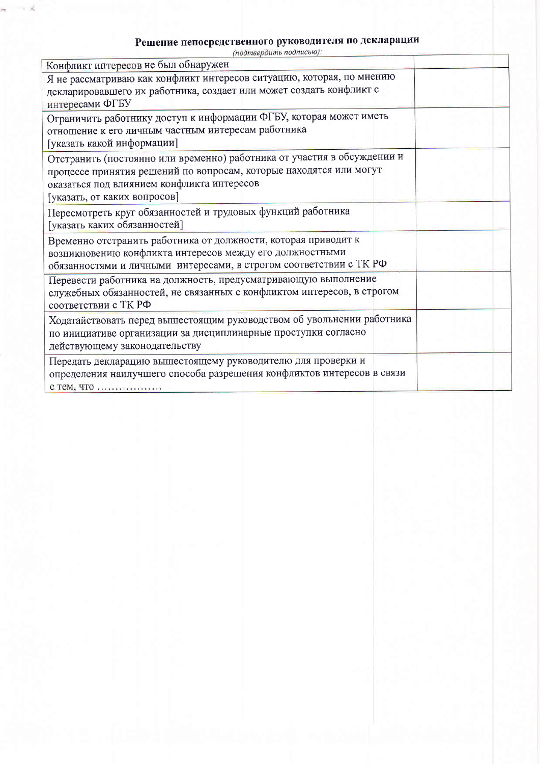## Решение непосредственного руководителя по декларации

*(подтвердить подписью):*

| | |
|---|---|
| Конфликт интересов не был обнаружен | |
| Я не рассматриваю как конфликт интересов ситуацию, которая, по мнению декларировавшего их работника, создает или может создать конфликт с интересами ФГБУ | |
| Ограничить работнику доступ к информации ФГБУ, которая может иметь отношение к его личным частным интересам работника [указать какой информации] | |
| Отстранить (постоянно или временно) работника от участия в обсуждении и процессе принятия решений по вопросам, которые находятся или могут оказаться под влиянием конфликта интересов [указать, от каких вопросов] | |
| Пересмотреть круг обязанностей и трудовых функций работника [указать каких обязанностей] | |
| Временно отстранить работника от должности, которая приводит к возникновению конфликта интересов между его должностными обязанностями и личными интересами, в строгом соответствии с ТК РФ | |
| Перевести работника на должность, предусматривающую выполнение служебных обязанностей, не связанных с конфликтом интересов, в строгом соответствии с ТК РФ | |
| Ходатайствовать перед вышестоящим руководством об увольнении работника по инициативе организации за дисциплинарные проступки согласно действующему законодательству | |
| Передать декларацию вышестоящему руководителю для проверки и определения наилучшего способа разрешения конфликтов интересов в связи с тем, что ……………… | |